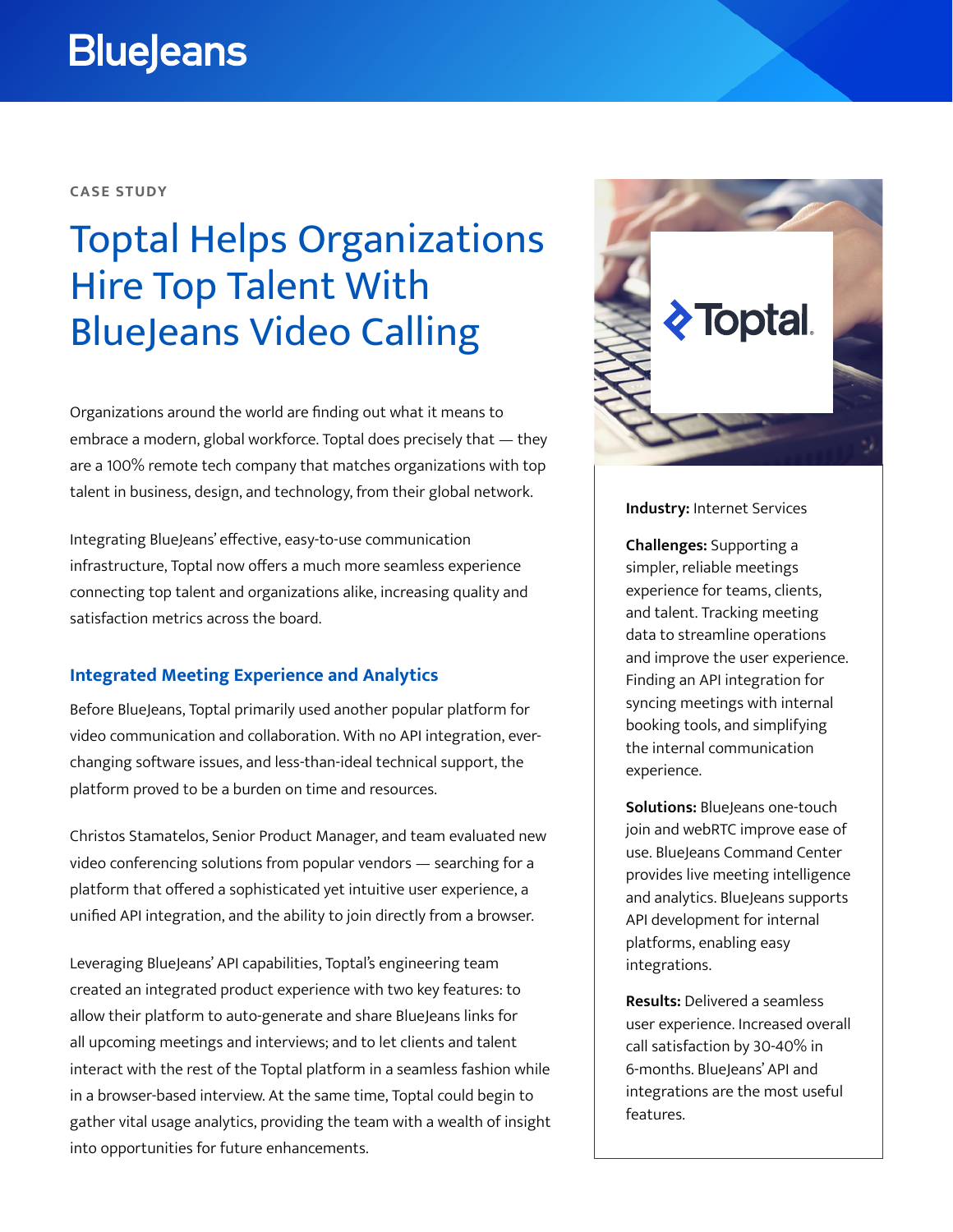BlueJeans

CASE STUDY

# Toptal Helps Organizations Hire Top Talent With BlueJeans Video Calling

Organizations around the world are finding out what it means to embrace a modern, global workforce. Toptal does precisely that — they are a 100% remote tech company that matches organizations with top talent in business, design, and technology, from their global network.

Integrating BlueJeans' effective, easy-to-use communication infrastructure, Toptal now offers a much more seamless experience connecting top talent and organizations alike, increasing quality and satisfaction metrics across the board.

## Integrated Meeting Experience and Analytics

Before BlueJeans, Toptal primarily used another popular platform for video communication and collaboration. With no API integration, ever-changing software issues, and less-than-ideal technical support, the platform proved to be a burden on time and resources.

Christos Stamatelos, Senior Product Manager, and team evaluated new video conferencing solutions from popular vendors — searching for a platform that offered a sophisticated yet intuitive user experience, a unified API integration, and the ability to join directly from a browser.

Leveraging BlueJeans' API capabilities, Toptal's engineering team created an integrated product experience with two key features: to allow their platform to auto-generate and share BlueJeans links for all upcoming meetings and interviews; and to let clients and talent interact with the rest of the Toptal platform in a seamless fashion while in a browser-based interview. At the same time, Toptal could begin to gather vital usage analytics, providing the team with a wealth of insight into opportunities for future enhancements.

Toptal

**Industry:** Internet Services

**Challenges:** Supporting a simpler, reliable meetings experience for teams, clients, and talent. Tracking meeting data to streamline operations and improve the user experience. Finding an API integration for syncing meetings with internal booking tools, and simplifying the internal communication experience.

**Solutions:** BlueJeans one-touch join and webRTC improve ease of use. BlueJeans Command Center provides live meeting intelligence and analytics. BlueJeans supports API development for internal platforms, enabling easy integrations.

**Results:** Delivered a seamless user experience. Increased overall call satisfaction by 30-40% in 6-months. BlueJeans' API and integrations are the most useful features.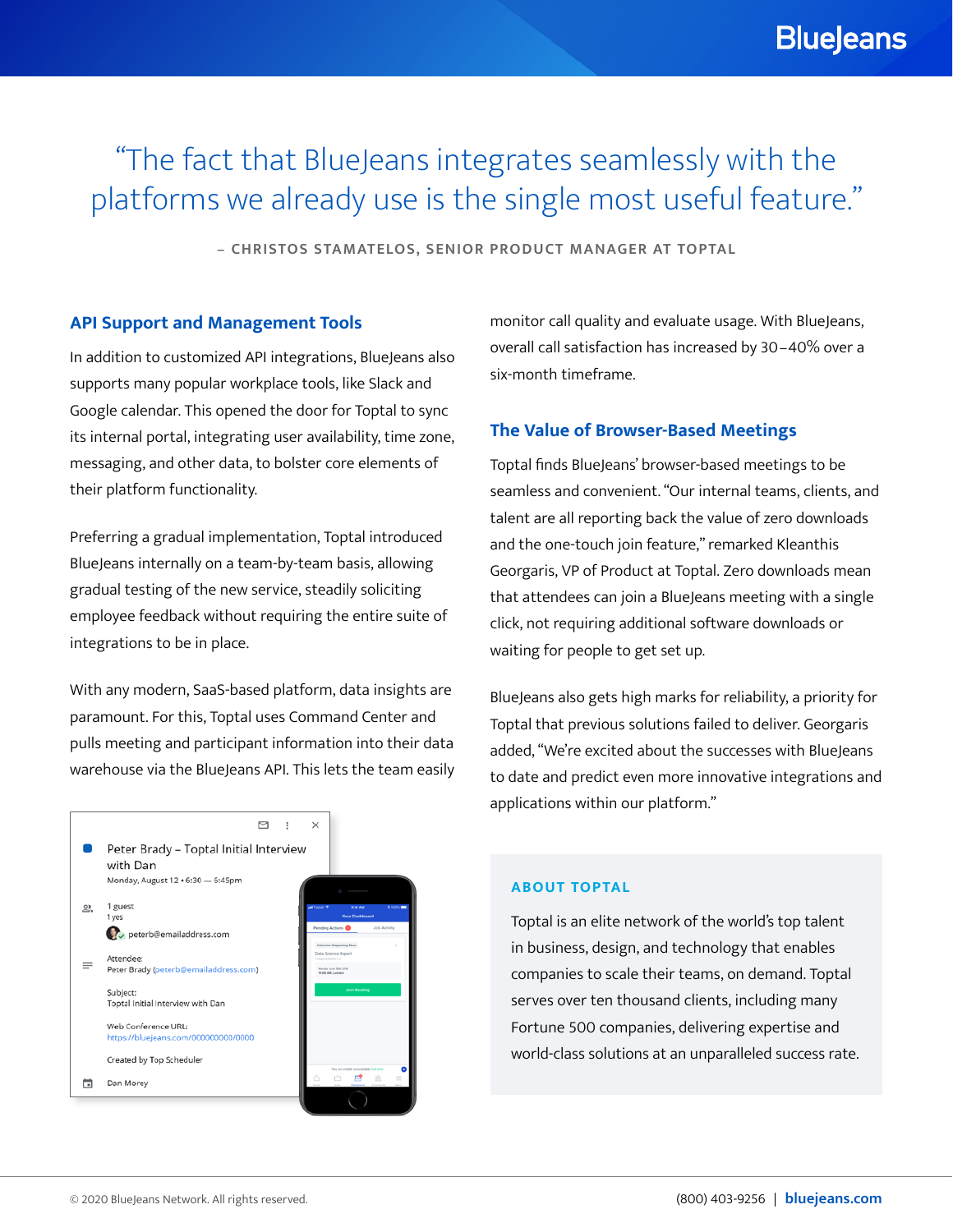> “The fact that BlueJeans integrates seamlessly with the platforms we already use is the single most useful feature.”

– CHRISTOS STAMATELOS, SENIOR PRODUCT MANAGER AT TOPTAL

## API Support and Management Tools

In addition to customized API integrations, BlueJeans also supports many popular workplace tools, like Slack and Google calendar. This opened the door for Toptal to sync its internal portal, integrating user availability, time zone, messaging, and other data, to bolster core elements of their platform functionality.

Preferring a gradual implementation, Toptal introduced BlueJeans internally on a team-by-team basis, allowing gradual testing of the new service, steadily soliciting employee feedback without requiring the entire suite of integrations to be in place.

With any modern, SaaS-based platform, data insights are paramount. For this, Toptal uses Command Center and pulls meeting and participant information into their data warehouse via the BlueJeans API. This lets the team easily monitor call quality and evaluate usage. With BlueJeans, overall call satisfaction has increased by 30–40% over a six-month timeframe.

## The Value of Browser-Based Meetings

Toptal finds BlueJeans’ browser-based meetings to be seamless and convenient. “Our internal teams, clients, and talent are all reporting back the value of zero downloads and the one-touch join feature,” remarked Kleanthis Georgaris, VP of Product at Toptal. Zero downloads mean that attendees can join a BlueJeans meeting with a single click, not requiring additional software downloads or waiting for people to get set up.

BlueJeans also gets high marks for reliability, a priority for Toptal that previous solutions failed to deliver. Georgaris added, “We’re excited about the successes with BlueJeans to date and predict even more innovative integrations and applications within our platform.”

### ABOUT TOPTAL

Toptal is an elite network of the world’s top talent in business, design, and technology that enables companies to scale their teams, on demand. Toptal serves over ten thousand clients, including many Fortune 500 companies, delivering expertise and world-class solutions at an unparalleled success rate.

© 2020 BlueJeans Network. All rights reserved.

(800) 403-9256 | bluejeans.com